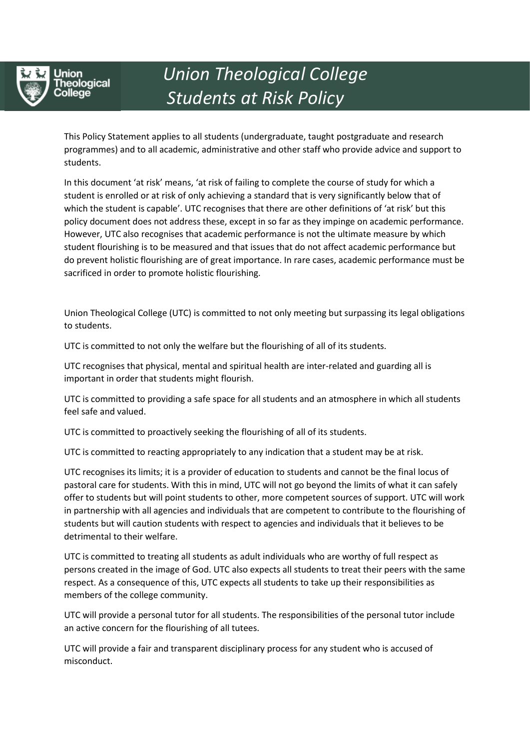# *Union Theological College Students at Risk Policy*

This Policy Statement applies to all students (undergraduate, taught postgraduate and research programmes) and to all academic, administrative and other staff who provide advice and support to students.

In this document 'at risk' means, 'at risk of failing to complete the course of study for which a student is enrolled or at risk of only achieving a standard that is very significantly below that of which the student is capable'. UTC recognises that there are other definitions of 'at risk' but this policy document does not address these, except in so far as they impinge on academic performance. However, UTC also recognises that academic performance is not the ultimate measure by which student flourishing is to be measured and that issues that do not affect academic performance but do prevent holistic flourishing are of great importance. In rare cases, academic performance must be sacrificed in order to promote holistic flourishing.

Union Theological College (UTC) is committed to not only meeting but surpassing its legal obligations to students.

UTC is committed to not only the welfare but the flourishing of all of its students.

UTC recognises that physical, mental and spiritual health are inter-related and guarding all is important in order that students might flourish.

UTC is committed to providing a safe space for all students and an atmosphere in which all students feel safe and valued.

UTC is committed to proactively seeking the flourishing of all of its students.

UTC is committed to reacting appropriately to any indication that a student may be at risk.

UTC recognises its limits; it is a provider of education to students and cannot be the final locus of pastoral care for students. With this in mind, UTC will not go beyond the limits of what it can safely offer to students but will point students to other, more competent sources of support. UTC will work in partnership with all agencies and individuals that are competent to contribute to the flourishing of students but will caution students with respect to agencies and individuals that it believes to be detrimental to their welfare.

UTC is committed to treating all students as adult individuals who are worthy of full respect as persons created in the image of God. UTC also expects all students to treat their peers with the same respect. As a consequence of this, UTC expects all students to take up their responsibilities as members of the college community.

UTC will provide a personal tutor for all students. The responsibilities of the personal tutor include an active concern for the flourishing of all tutees.

UTC will provide a fair and transparent disciplinary process for any student who is accused of misconduct.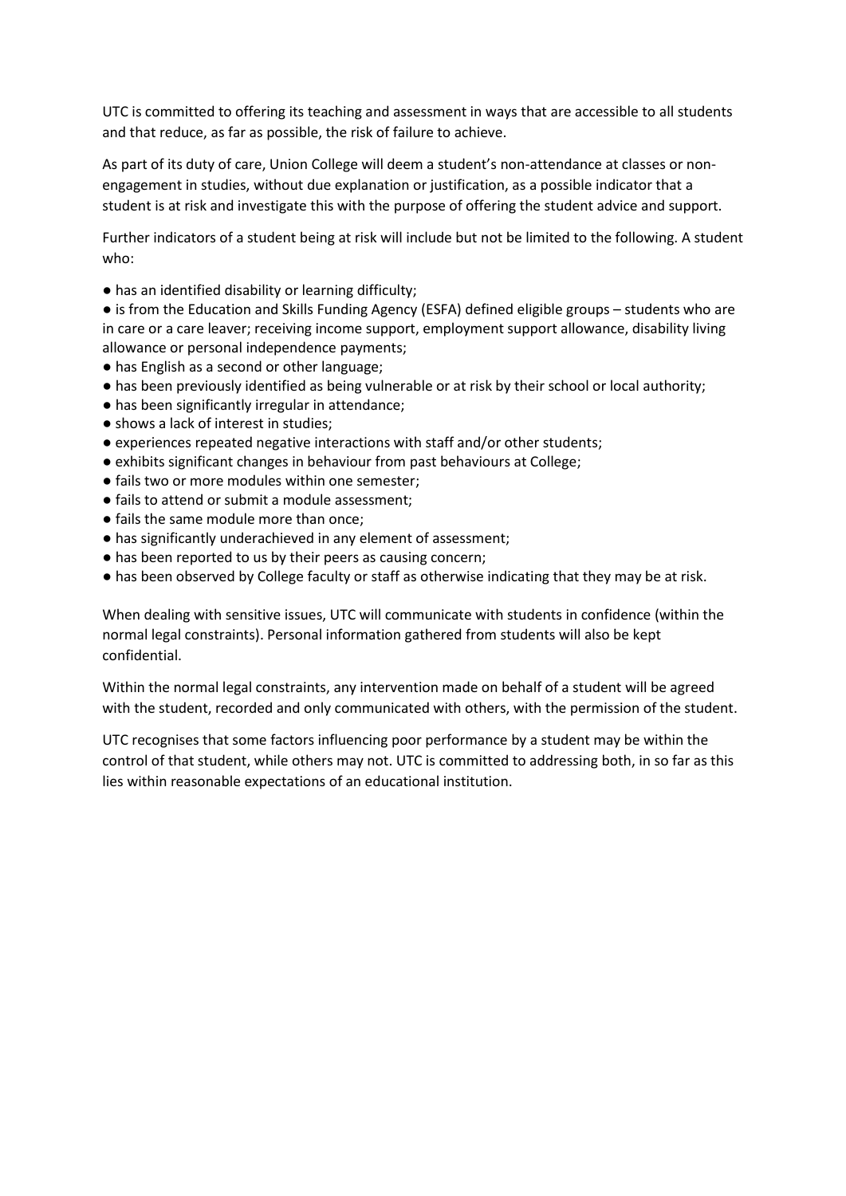UTC is committed to offering its teaching and assessment in ways that are accessible to all students and that reduce, as far as possible, the risk of failure to achieve.

As part of its duty of care, Union College will deem a student's non-attendance at classes or non-engagement in studies, without due explanation or justification, as a possible indicator that a student is at risk and investigate this with the purpose of offering the student advice and support.

Further indicators of a student being at risk will include but not be limited to the following. A student who:

- has an identified disability or learning difficulty;
- is from the Education and Skills Funding Agency (ESFA) defined eligible groups – students who are in care or a care leaver; receiving income support, employment support allowance, disability living allowance or personal independence payments;
- has English as a second or other language;
- has been previously identified as being vulnerable or at risk by their school or local authority;
- has been significantly irregular in attendance;
- shows a lack of interest in studies;
- experiences repeated negative interactions with staff and/or other students;
- exhibits significant changes in behaviour from past behaviours at College;
- fails two or more modules within one semester;
- fails to attend or submit a module assessment;
- fails the same module more than once;
- has significantly underachieved in any element of assessment;
- has been reported to us by their peers as causing concern;
- has been observed by College faculty or staff as otherwise indicating that they may be at risk.

When dealing with sensitive issues, UTC will communicate with students in confidence (within the normal legal constraints). Personal information gathered from students will also be kept confidential.

Within the normal legal constraints, any intervention made on behalf of a student will be agreed with the student, recorded and only communicated with others, with the permission of the student.

UTC recognises that some factors influencing poor performance by a student may be within the control of that student, while others may not. UTC is committed to addressing both, in so far as this lies within reasonable expectations of an educational institution.